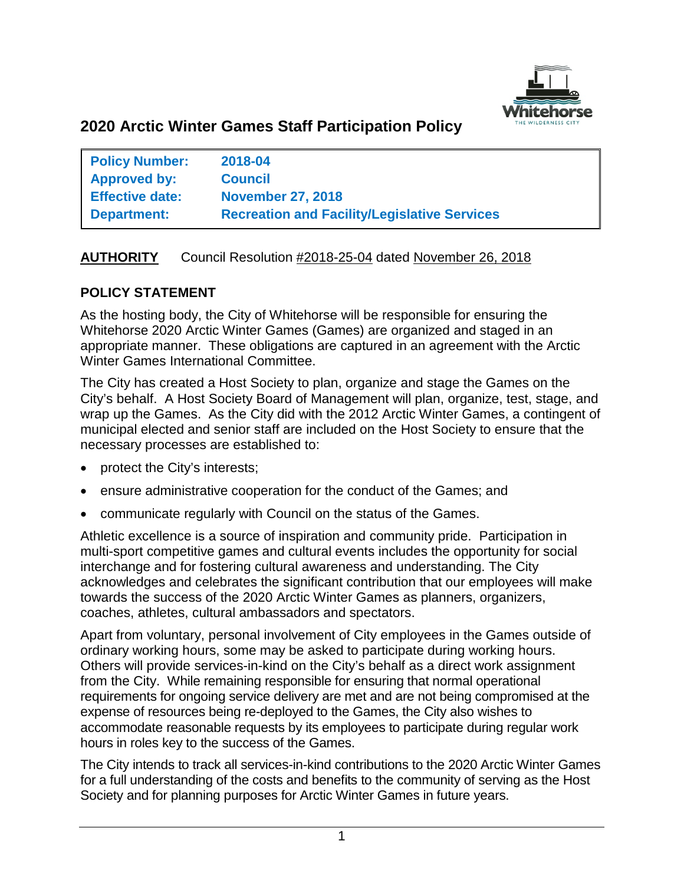# 2020 Arctic Winter Games Staff Participation Policy

| | |
|---|---|
| **Policy Number:** | **2018-04** |
| **Approved by:** | **Council** |
| **Effective date:** | **November 27, 2018** |
| **Department:** | **Recreation and Facility/Legislative Services** |

**AUTHORITY** Council Resolution #2018-25-04 dated November 26, 2018

## POLICY STATEMENT

As the hosting body, the City of Whitehorse will be responsible for ensuring the Whitehorse 2020 Arctic Winter Games (Games) are organized and staged in an appropriate manner. These obligations are captured in an agreement with the Arctic Winter Games International Committee.

The City has created a Host Society to plan, organize and stage the Games on the City's behalf. A Host Society Board of Management will plan, organize, test, stage, and wrap up the Games. As the City did with the 2012 Arctic Winter Games, a contingent of municipal elected and senior staff are included on the Host Society to ensure that the necessary processes are established to:

- protect the City's interests;
- ensure administrative cooperation for the conduct of the Games; and
- communicate regularly with Council on the status of the Games.

Athletic excellence is a source of inspiration and community pride. Participation in multi-sport competitive games and cultural events includes the opportunity for social interchange and for fostering cultural awareness and understanding. The City acknowledges and celebrates the significant contribution that our employees will make towards the success of the 2020 Arctic Winter Games as planners, organizers, coaches, athletes, cultural ambassadors and spectators.

Apart from voluntary, personal involvement of City employees in the Games outside of ordinary working hours, some may be asked to participate during working hours. Others will provide services-in-kind on the City's behalf as a direct work assignment from the City. While remaining responsible for ensuring that normal operational requirements for ongoing service delivery are met and are not being compromised at the expense of resources being re-deployed to the Games, the City also wishes to accommodate reasonable requests by its employees to participate during regular work hours in roles key to the success of the Games.

The City intends to track all services-in-kind contributions to the 2020 Arctic Winter Games for a full understanding of the costs and benefits to the community of serving as the Host Society and for planning purposes for Arctic Winter Games in future years.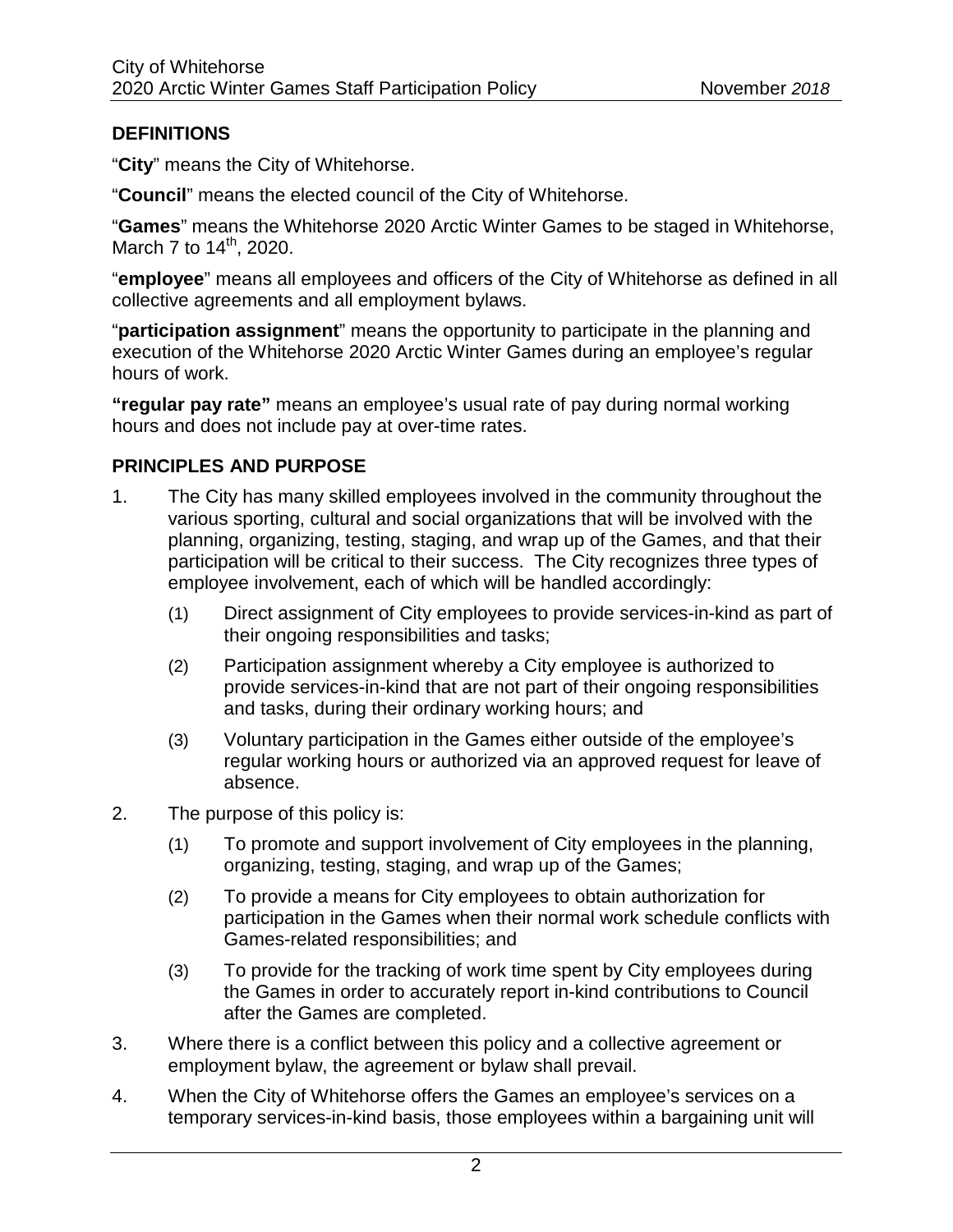## DEFINITIONS

"**City**" means the City of Whitehorse.

"**Council**" means the elected council of the City of Whitehorse.

"**Games**" means the Whitehorse 2020 Arctic Winter Games to be staged in Whitehorse, March 7 to 14th, 2020.

"**employee**" means all employees and officers of the City of Whitehorse as defined in all collective agreements and all employment bylaws.

"**participation assignment**" means the opportunity to participate in the planning and execution of the Whitehorse 2020 Arctic Winter Games during an employee's regular hours of work.

**"regular pay rate"** means an employee's usual rate of pay during normal working hours and does not include pay at over-time rates.

## PRINCIPLES AND PURPOSE

1. The City has many skilled employees involved in the community throughout the various sporting, cultural and social organizations that will be involved with the planning, organizing, testing, staging, and wrap up of the Games, and that their participation will be critical to their success. The City recognizes three types of employee involvement, each of which will be handled accordingly:
   (1) Direct assignment of City employees to provide services-in-kind as part of their ongoing responsibilities and tasks;
   (2) Participation assignment whereby a City employee is authorized to provide services-in-kind that are not part of their ongoing responsibilities and tasks, during their ordinary working hours; and
   (3) Voluntary participation in the Games either outside of the employee's regular working hours or authorized via an approved request for leave of absence.
2. The purpose of this policy is:
   (1) To promote and support involvement of City employees in the planning, organizing, testing, staging, and wrap up of the Games;
   (2) To provide a means for City employees to obtain authorization for participation in the Games when their normal work schedule conflicts with Games-related responsibilities; and
   (3) To provide for the tracking of work time spent by City employees during the Games in order to accurately report in-kind contributions to Council after the Games are completed.
3. Where there is a conflict between this policy and a collective agreement or employment bylaw, the agreement or bylaw shall prevail.
4. When the City of Whitehorse offers the Games an employee's services on a temporary services-in-kind basis, those employees within a bargaining unit will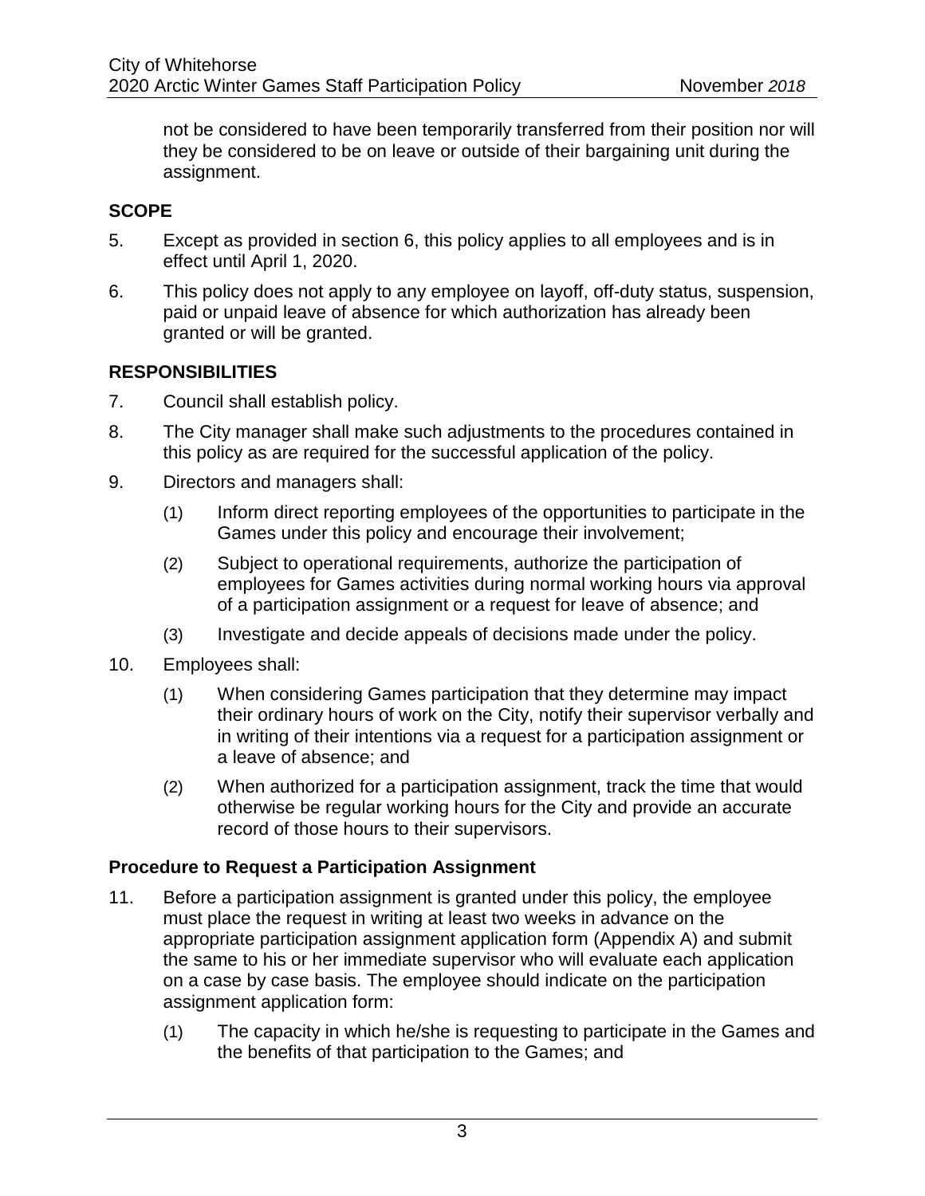not be considered to have been temporarily transferred from their position nor will they be considered to be on leave or outside of their bargaining unit during the assignment.

## SCOPE

5. Except as provided in section 6, this policy applies to all employees and is in effect until April 1, 2020.
6. This policy does not apply to any employee on layoff, off-duty status, suspension, paid or unpaid leave of absence for which authorization has already been granted or will be granted.

## RESPONSIBILITIES

7. Council shall establish policy.
8. The City manager shall make such adjustments to the procedures contained in this policy as are required for the successful application of the policy.
9. Directors and managers shall:
   (1) Inform direct reporting employees of the opportunities to participate in the Games under this policy and encourage their involvement;
   (2) Subject to operational requirements, authorize the participation of employees for Games activities during normal working hours via approval of a participation assignment or a request for leave of absence; and
   (3) Investigate and decide appeals of decisions made under the policy.
10. Employees shall:
    (1) When considering Games participation that they determine may impact their ordinary hours of work on the City, notify their supervisor verbally and in writing of their intentions via a request for a participation assignment or a leave of absence; and
    (2) When authorized for a participation assignment, track the time that would otherwise be regular working hours for the City and provide an accurate record of those hours to their supervisors.

### Procedure to Request a Participation Assignment

11. Before a participation assignment is granted under this policy, the employee must place the request in writing at least two weeks in advance on the appropriate participation assignment application form (Appendix A) and submit the same to his or her immediate supervisor who will evaluate each application on a case by case basis. The employee should indicate on the participation assignment application form:
    (1) The capacity in which he/she is requesting to participate in the Games and the benefits of that participation to the Games; and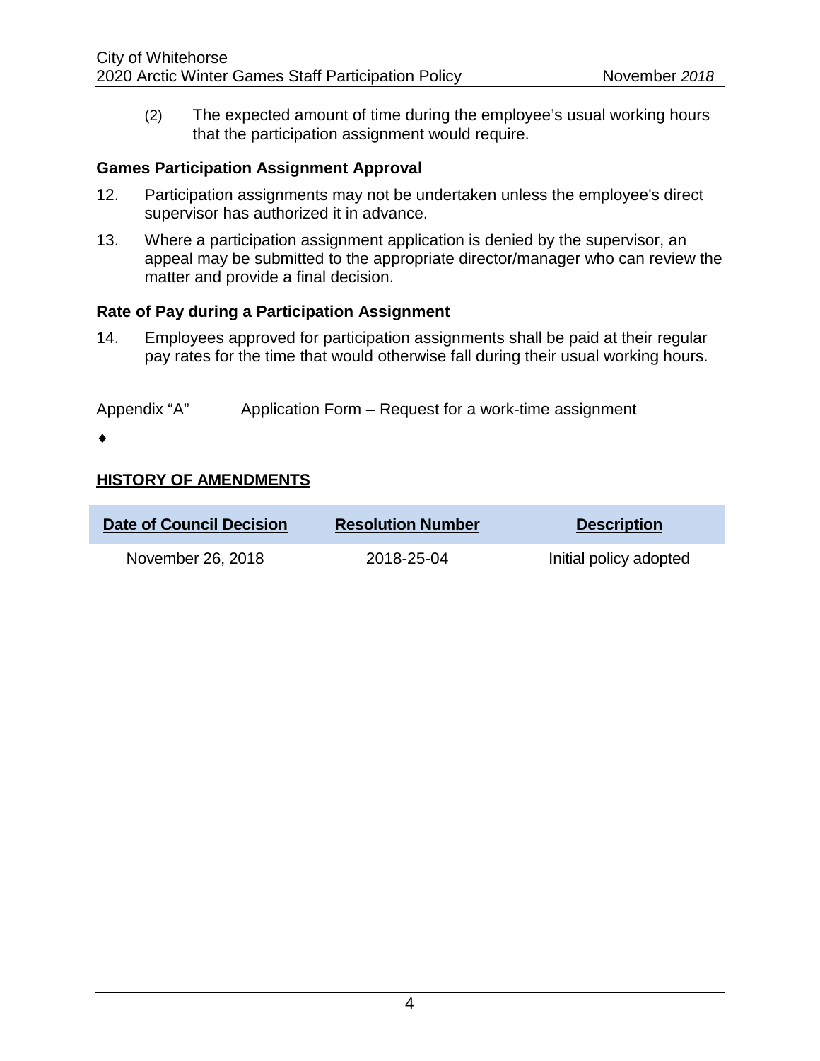(2) The expected amount of time during the employee's usual working hours that the participation assignment would require.

**Games Participation Assignment Approval**

12. Participation assignments may not be undertaken unless the employee's direct supervisor has authorized it in advance.

13. Where a participation assignment application is denied by the supervisor, an appeal may be submitted to the appropriate director/manager who can review the matter and provide a final decision.

**Rate of Pay during a Participation Assignment**

14. Employees approved for participation assignments shall be paid at their regular pay rates for the time that would otherwise fall during their usual working hours.

Appendix "A" Application Form – Request for a work-time assignment

♦

**HISTORY OF AMENDMENTS**

| Date of Council Decision | Resolution Number | Description |
| --- | --- | --- |
| November 26, 2018 | 2018-25-04 | Initial policy adopted |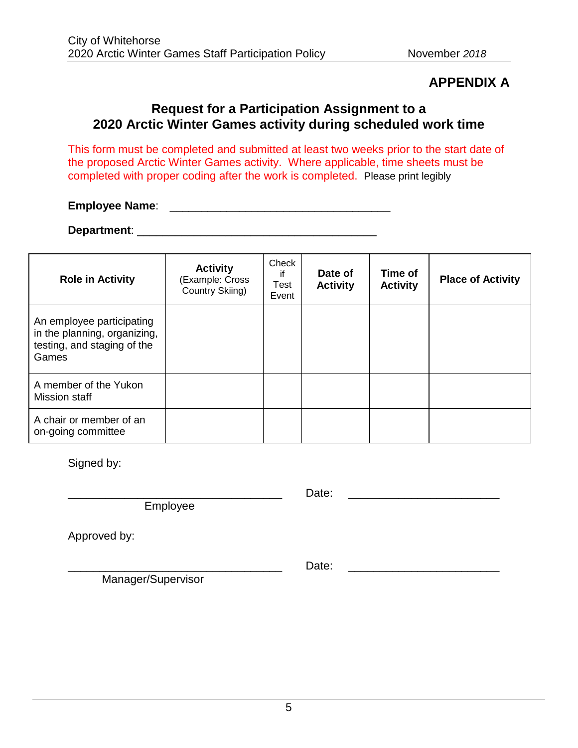## APPENDIX A

### Request for a Participation Assignment to a 2020 Arctic Winter Games activity during scheduled work time

This form must be completed and submitted at least two weeks prior to the start date of the proposed Arctic Winter Games activity. Where applicable, time sheets must be completed with proper coding after the work is completed. Please print legibly

**Employee Name**: ___________________________________

**Department**: ______________________________________

| Role in Activity | **Activity** (Example: Cross Country Skiing) | Check if Test Event | Date of Activity | Time of Activity | Place of Activity |
|---|---|---|---|---|---|
| An employee participating in the planning, organizing, testing, and staging of the Games | | | | | |
| A member of the Yukon Mission staff | | | | | |
| A chair or member of an on-going committee | | | | | |

Signed by:

__________________________________ Date: ________________________
Employee

Approved by:

__________________________________ Date: ________________________
Manager/Supervisor